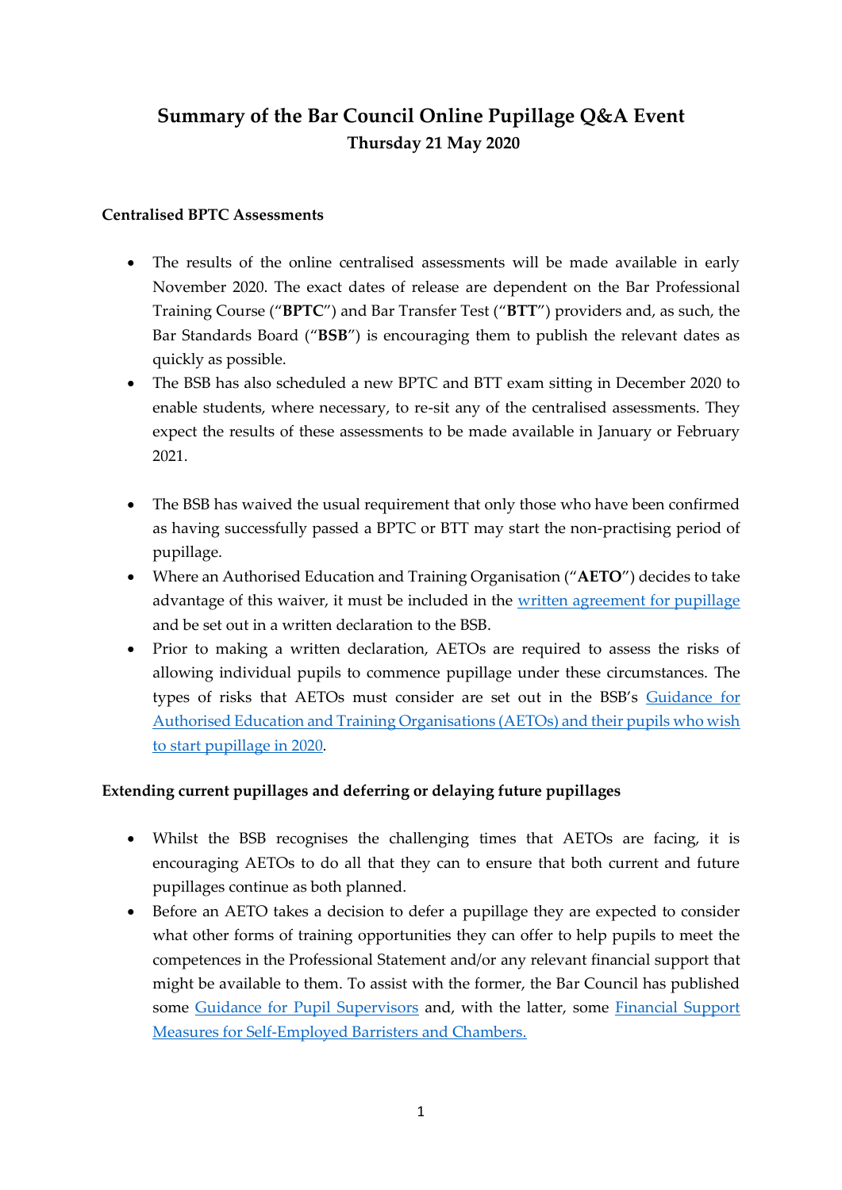# Summary of the Bar Council Online Pupillage Q&A Event

**Thursday 21 May 2020**

### Centralised BPTC Assessments

- The results of the online centralised assessments will be made available in early November 2020. The exact dates of release are dependent on the Bar Professional Training Course ("**BPTC**") and Bar Transfer Test ("**BTT**") providers and, as such, the Bar Standards Board ("**BSB**") is encouraging them to publish the relevant dates as quickly as possible.
- The BSB has also scheduled a new BPTC and BTT exam sitting in December 2020 to enable students, where necessary, to re-sit any of the centralised assessments. They expect the results of these assessments to be made available in January or February 2021.

- The BSB has waived the usual requirement that only those who have been confirmed as having successfully passed a BPTC or BTT may start the non-practising period of pupillage.
- Where an Authorised Education and Training Organisation ("**AETO**") decides to take advantage of this waiver, it must be included in the written agreement for pupillage and be set out in a written declaration to the BSB.
- Prior to making a written declaration, AETOs are required to assess the risks of allowing individual pupils to commence pupillage under these circumstances. The types of risks that AETOs must consider are set out in the BSB's Guidance for Authorised Education and Training Organisations (AETOs) and their pupils who wish to start pupillage in 2020.

### Extending current pupillages and deferring or delaying future pupillages

- Whilst the BSB recognises the challenging times that AETOs are facing, it is encouraging AETOs to do all that they can to ensure that both current and future pupillages continue as both planned.
- Before an AETO takes a decision to defer a pupillage they are expected to consider what other forms of training opportunities they can offer to help pupils to meet the competences in the Professional Statement and/or any relevant financial support that might be available to them. To assist with the former, the Bar Council has published some Guidance for Pupil Supervisors and, with the latter, some Financial Support Measures for Self-Employed Barristers and Chambers.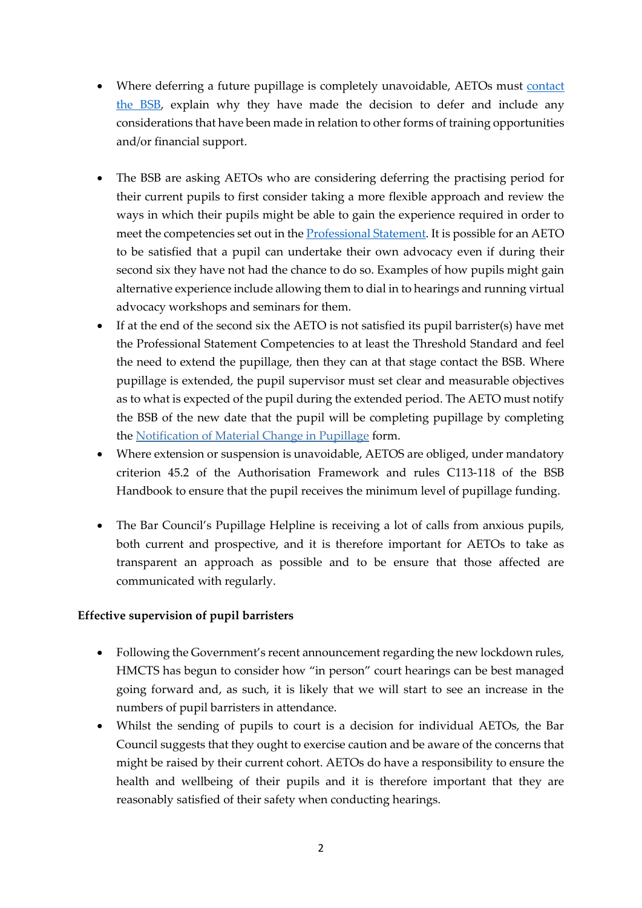- Where deferring a future pupillage is completely unavoidable, AETOs must contact the BSB, explain why they have made the decision to defer and include any considerations that have been made in relation to other forms of training opportunities and/or financial support.

- The BSB are asking AETOs who are considering deferring the practising period for their current pupils to first consider taking a more flexible approach and review the ways in which their pupils might be able to gain the experience required in order to meet the competencies set out in the Professional Statement. It is possible for an AETO to be satisfied that a pupil can undertake their own advocacy even if during their second six they have not had the chance to do so. Examples of how pupils might gain alternative experience include allowing them to dial in to hearings and running virtual advocacy workshops and seminars for them.
- If at the end of the second six the AETO is not satisfied its pupil barrister(s) have met the Professional Statement Competencies to at least the Threshold Standard and feel the need to extend the pupillage, then they can at that stage contact the BSB. Where pupillage is extended, the pupil supervisor must set clear and measurable objectives as to what is expected of the pupil during the extended period. The AETO must notify the BSB of the new date that the pupil will be completing pupillage by completing the Notification of Material Change in Pupillage form.
- Where extension or suspension is unavoidable, AETOS are obliged, under mandatory criterion 45.2 of the Authorisation Framework and rules C113-118 of the BSB Handbook to ensure that the pupil receives the minimum level of pupillage funding.

- The Bar Council's Pupillage Helpline is receiving a lot of calls from anxious pupils, both current and prospective, and it is therefore important for AETOs to take as transparent an approach as possible and to be ensure that those affected are communicated with regularly.

**Effective supervision of pupil barristers**

- Following the Government's recent announcement regarding the new lockdown rules, HMCTS has begun to consider how "in person" court hearings can be best managed going forward and, as such, it is likely that we will start to see an increase in the numbers of pupil barristers in attendance.
- Whilst the sending of pupils to court is a decision for individual AETOs, the Bar Council suggests that they ought to exercise caution and be aware of the concerns that might be raised by their current cohort. AETOs do have a responsibility to ensure the health and wellbeing of their pupils and it is therefore important that they are reasonably satisfied of their safety when conducting hearings.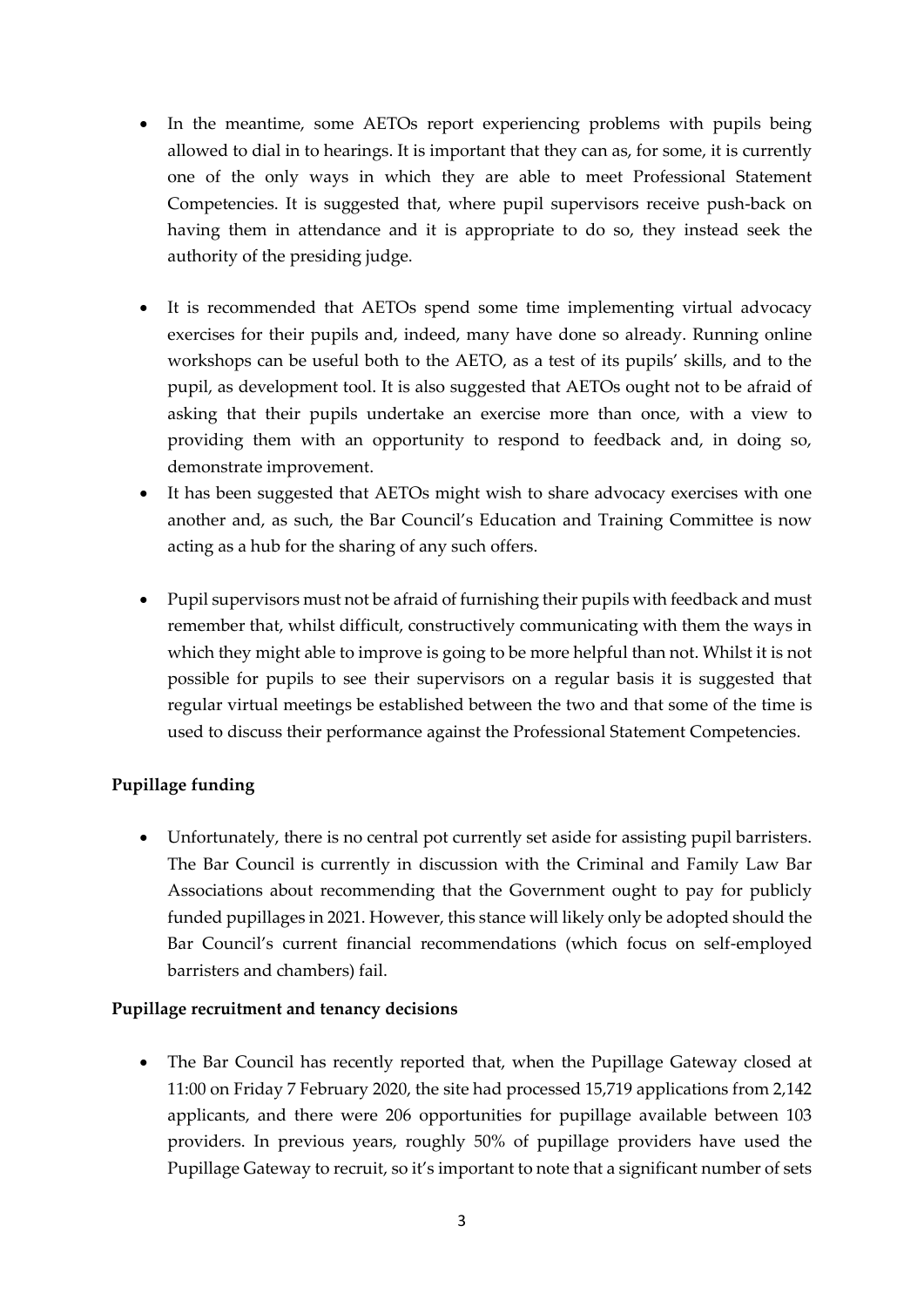- In the meantime, some AETOs report experiencing problems with pupils being allowed to dial in to hearings. It is important that they can as, for some, it is currently one of the only ways in which they are able to meet Professional Statement Competencies. It is suggested that, where pupil supervisors receive push-back on having them in attendance and it is appropriate to do so, they instead seek the authority of the presiding judge.

- It is recommended that AETOs spend some time implementing virtual advocacy exercises for their pupils and, indeed, many have done so already. Running online workshops can be useful both to the AETO, as a test of its pupils' skills, and to the pupil, as development tool. It is also suggested that AETOs ought not to be afraid of asking that their pupils undertake an exercise more than once, with a view to providing them with an opportunity to respond to feedback and, in doing so, demonstrate improvement.
- It has been suggested that AETOs might wish to share advocacy exercises with one another and, as such, the Bar Council's Education and Training Committee is now acting as a hub for the sharing of any such offers.

- Pupil supervisors must not be afraid of furnishing their pupils with feedback and must remember that, whilst difficult, constructively communicating with them the ways in which they might able to improve is going to be more helpful than not. Whilst it is not possible for pupils to see their supervisors on a regular basis it is suggested that regular virtual meetings be established between the two and that some of the time is used to discuss their performance against the Professional Statement Competencies.

**Pupillage funding**

- Unfortunately, there is no central pot currently set aside for assisting pupil barristers. The Bar Council is currently in discussion with the Criminal and Family Law Bar Associations about recommending that the Government ought to pay for publicly funded pupillages in 2021. However, this stance will likely only be adopted should the Bar Council's current financial recommendations (which focus on self-employed barristers and chambers) fail.

**Pupillage recruitment and tenancy decisions**

- The Bar Council has recently reported that, when the Pupillage Gateway closed at 11:00 on Friday 7 February 2020, the site had processed 15,719 applications from 2,142 applicants, and there were 206 opportunities for pupillage available between 103 providers. In previous years, roughly 50% of pupillage providers have used the Pupillage Gateway to recruit, so it's important to note that a significant number of sets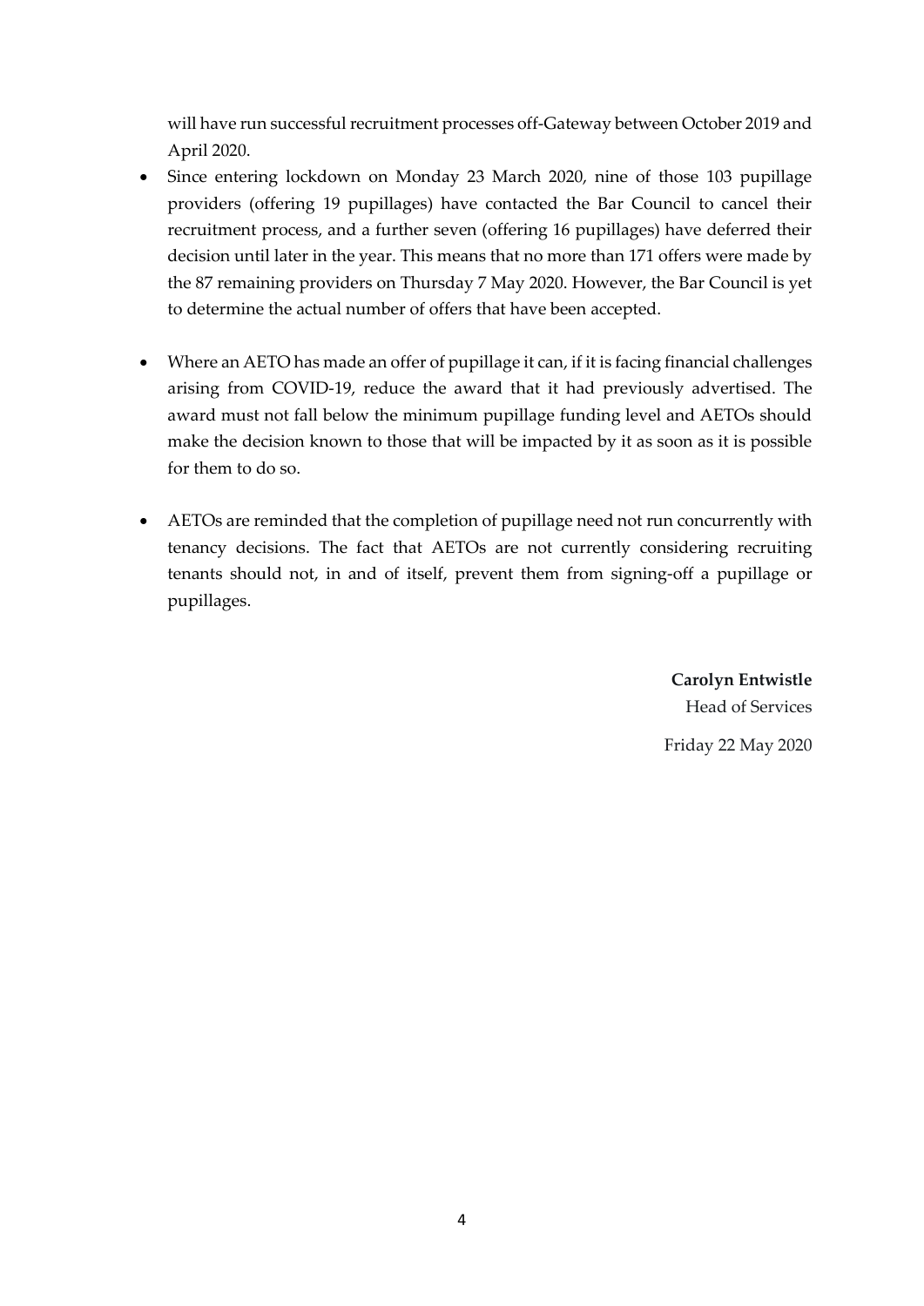will have run successful recruitment processes off-Gateway between October 2019 and April 2020.

- Since entering lockdown on Monday 23 March 2020, nine of those 103 pupillage providers (offering 19 pupillages) have contacted the Bar Council to cancel their recruitment process, and a further seven (offering 16 pupillages) have deferred their decision until later in the year. This means that no more than 171 offers were made by the 87 remaining providers on Thursday 7 May 2020. However, the Bar Council is yet to determine the actual number of offers that have been accepted.

- Where an AETO has made an offer of pupillage it can, if it is facing financial challenges arising from COVID-19, reduce the award that it had previously advertised. The award must not fall below the minimum pupillage funding level and AETOs should make the decision known to those that will be impacted by it as soon as it is possible for them to do so.

- AETOs are reminded that the completion of pupillage need not run concurrently with tenancy decisions. The fact that AETOs are not currently considering recruiting tenants should not, in and of itself, prevent them from signing-off a pupillage or pupillages.

**Carolyn Entwistle**
Head of Services

Friday 22 May 2020